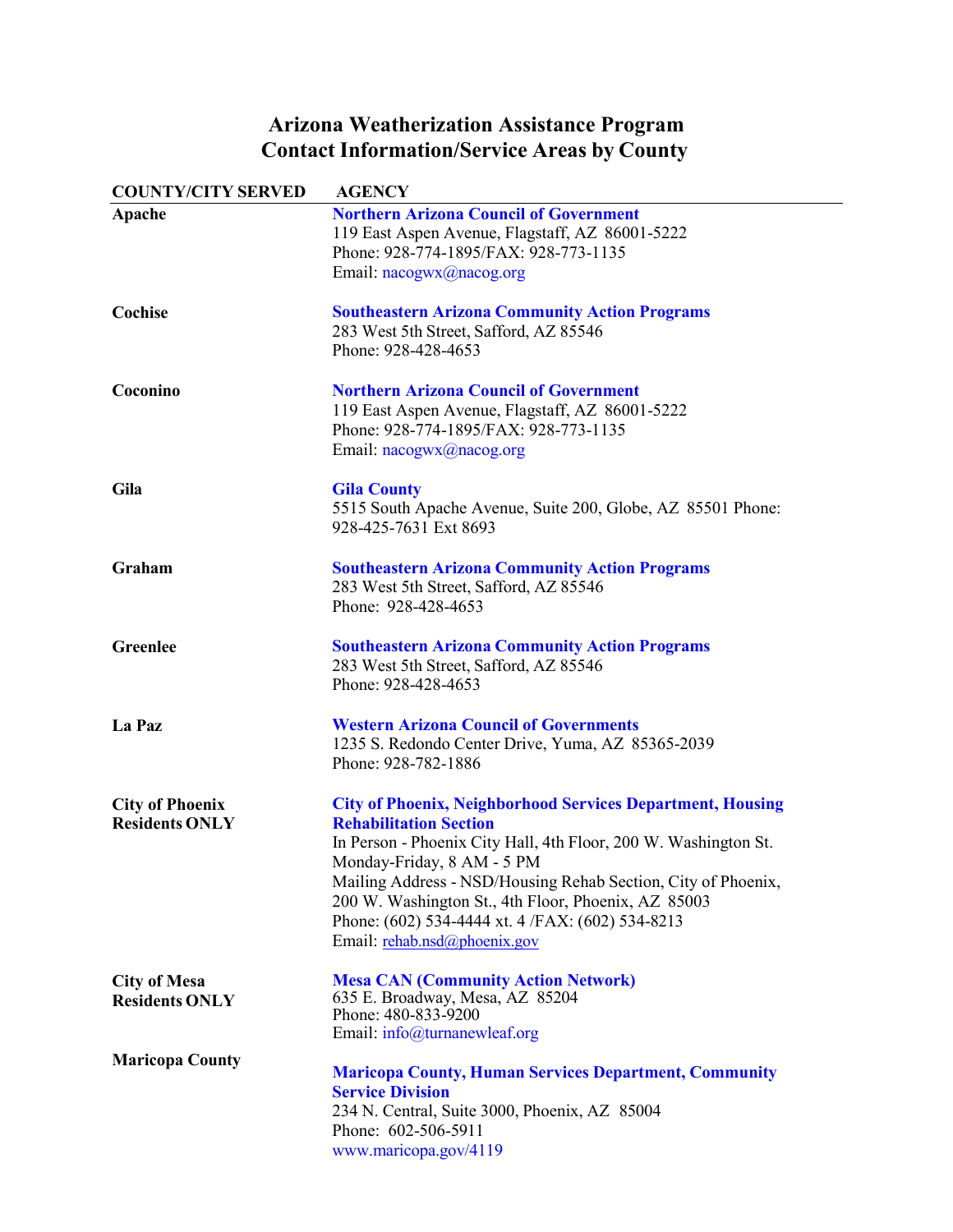# Arizona Weatherization Assistance Program
# Contact Information/Service Areas by County

| COUNTY/CITY SERVED | AGENCY |
|---|---|
| **Apache** | **Northern Arizona Council of Government**<br>119 East Aspen Avenue, Flagstaff, AZ 86001-5222<br>Phone: 928-774-1895/FAX: 928-773-1135<br>Email: nacogwx@nacog.org |
| **Cochise** | **Southeastern Arizona Community Action Programs**<br>283 West 5th Street, Safford, AZ 85546<br>Phone: 928-428-4653 |
| **Coconino** | **Northern Arizona Council of Government**<br>119 East Aspen Avenue, Flagstaff, AZ 86001-5222<br>Phone: 928-774-1895/FAX: 928-773-1135<br>Email: nacogwx@nacog.org |
| **Gila** | **Gila County**<br>5515 South Apache Avenue, Suite 200, Globe, AZ 85501 Phone: 928-425-7631 Ext 8693 |
| **Graham** | **Southeastern Arizona Community Action Programs**<br>283 West 5th Street, Safford, AZ 85546<br>Phone: 928-428-4653 |
| **Greenlee** | **Southeastern Arizona Community Action Programs**<br>283 West 5th Street, Safford, AZ 85546<br>Phone: 928-428-4653 |
| **La Paz** | **Western Arizona Council of Governments**<br>1235 S. Redondo Center Drive, Yuma, AZ 85365-2039<br>Phone: 928-782-1886 |
| **City of Phoenix Residents ONLY** | **City of Phoenix, Neighborhood Services Department, Housing Rehabilitation Section**<br>In Person - Phoenix City Hall, 4th Floor, 200 W. Washington St.<br>Monday-Friday, 8 AM - 5 PM<br>Mailing Address - NSD/Housing Rehab Section, City of Phoenix, 200 W. Washington St., 4th Floor, Phoenix, AZ 85003<br>Phone: (602) 534-4444 xt. 4 /FAX: (602) 534-8213<br>Email: rehab.nsd@phoenix.gov |
| **City of Mesa Residents ONLY** | **Mesa CAN (Community Action Network)**<br>635 E. Broadway, Mesa, AZ 85204<br>Phone: 480-833-9200<br>Email: info@turnanewleaf.org |
| **Maricopa County** | **Maricopa County, Human Services Department, Community Service Division**<br>234 N. Central, Suite 3000, Phoenix, AZ 85004<br>Phone: 602-506-5911<br>www.maricopa.gov/4119 |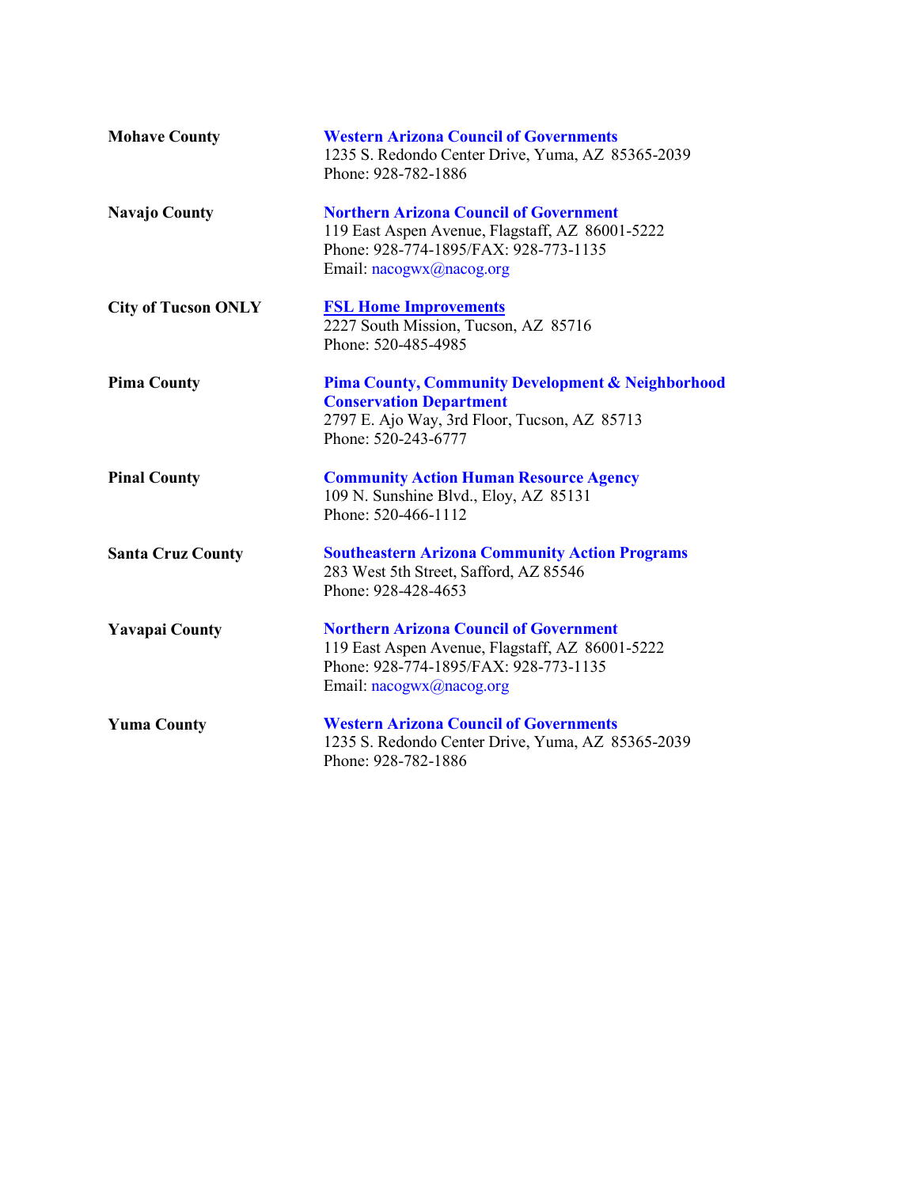| | |
|---|---|
| **Mohave County** | **Western Arizona Council of Governments**<br>1235 S. Redondo Center Drive, Yuma, AZ 85365-2039<br>Phone: 928-782-1886 |
| **Navajo County** | **Northern Arizona Council of Government**<br>119 East Aspen Avenue, Flagstaff, AZ 86001-5222<br>Phone: 928-774-1895/FAX: 928-773-1135<br>Email: nacogwx@nacog.org |
| **City of Tucson ONLY** | **FSL Home Improvements**<br>2227 South Mission, Tucson, AZ 85716<br>Phone: 520-485-4985 |
| **Pima County** | **Pima County, Community Development & Neighborhood Conservation Department**<br>2797 E. Ajo Way, 3rd Floor, Tucson, AZ 85713<br>Phone: 520-243-6777 |
| **Pinal County** | **Community Action Human Resource Agency**<br>109 N. Sunshine Blvd., Eloy, AZ 85131<br>Phone: 520-466-1112 |
| **Santa Cruz County** | **Southeastern Arizona Community Action Programs**<br>283 West 5th Street, Safford, AZ 85546<br>Phone: 928-428-4653 |
| **Yavapai County** | **Northern Arizona Council of Government**<br>119 East Aspen Avenue, Flagstaff, AZ 86001-5222<br>Phone: 928-774-1895/FAX: 928-773-1135<br>Email: nacogwx@nacog.org |
| **Yuma County** | **Western Arizona Council of Governments**<br>1235 S. Redondo Center Drive, Yuma, AZ 85365-2039<br>Phone: 928-782-1886 |